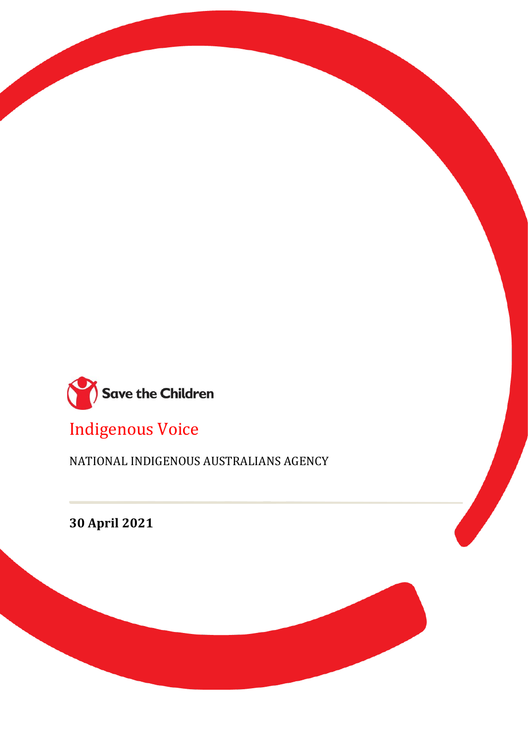Save the Children

# Indigenous Voice

NATIONAL INDIGENOUS AUSTRALIANS AGENCY

**30 April 2021**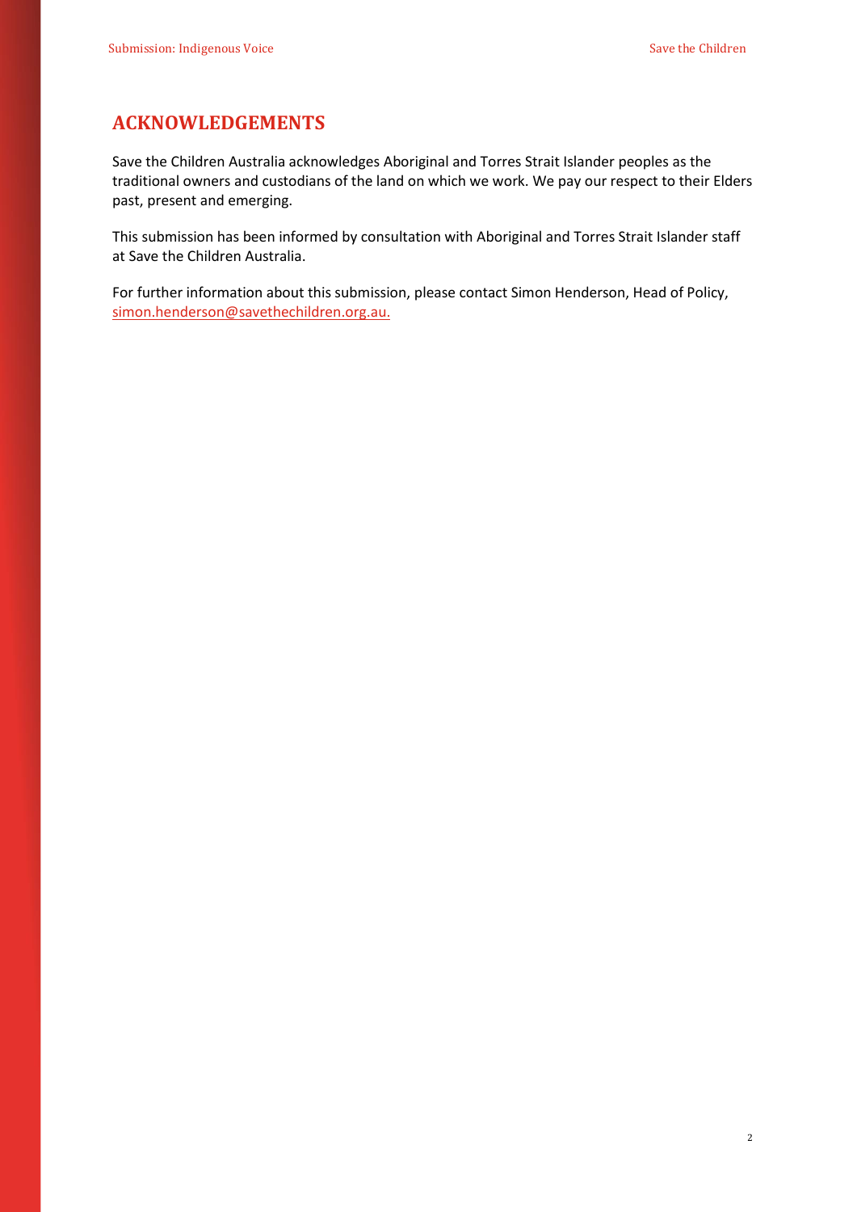## ACKNOWLEDGEMENTS

Save the Children Australia acknowledges Aboriginal and Torres Strait Islander peoples as the traditional owners and custodians of the land on which we work. We pay our respect to their Elders past, present and emerging.

This submission has been informed by consultation with Aboriginal and Torres Strait Islander staff at Save the Children Australia.

For further information about this submission, please contact Simon Henderson, Head of Policy, simon.henderson@savethechildren.org.au.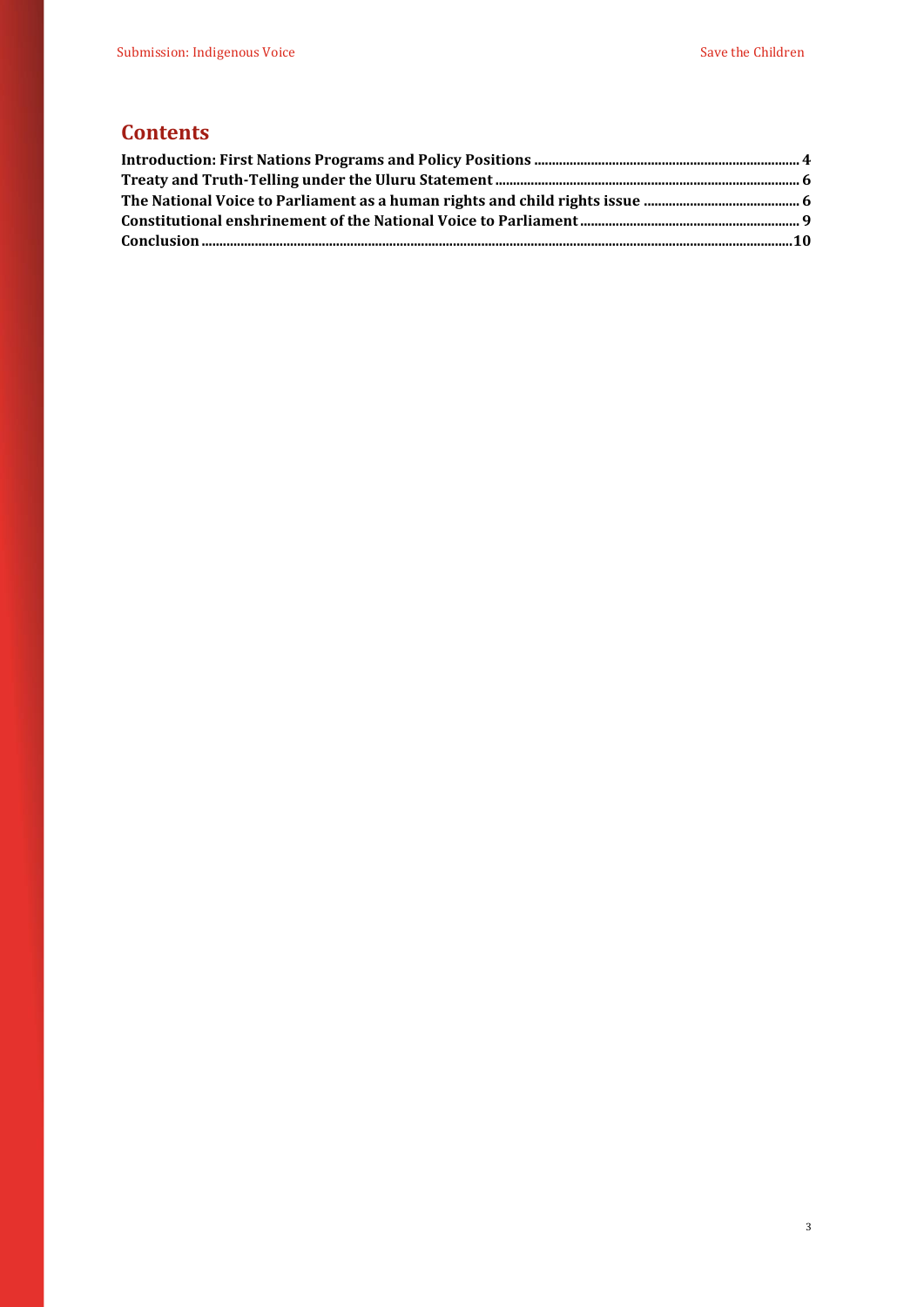## Contents

**Introduction: First Nations Programs and Policy Positions** .......... 4

**Treaty and Truth-Telling under the Uluru Statement** .......... 6

**The National Voice to Parliament as a human rights and child rights issue** .......... 6

**Constitutional enshrinement of the National Voice to Parliament** .......... 9

**Conclusion** .......... 10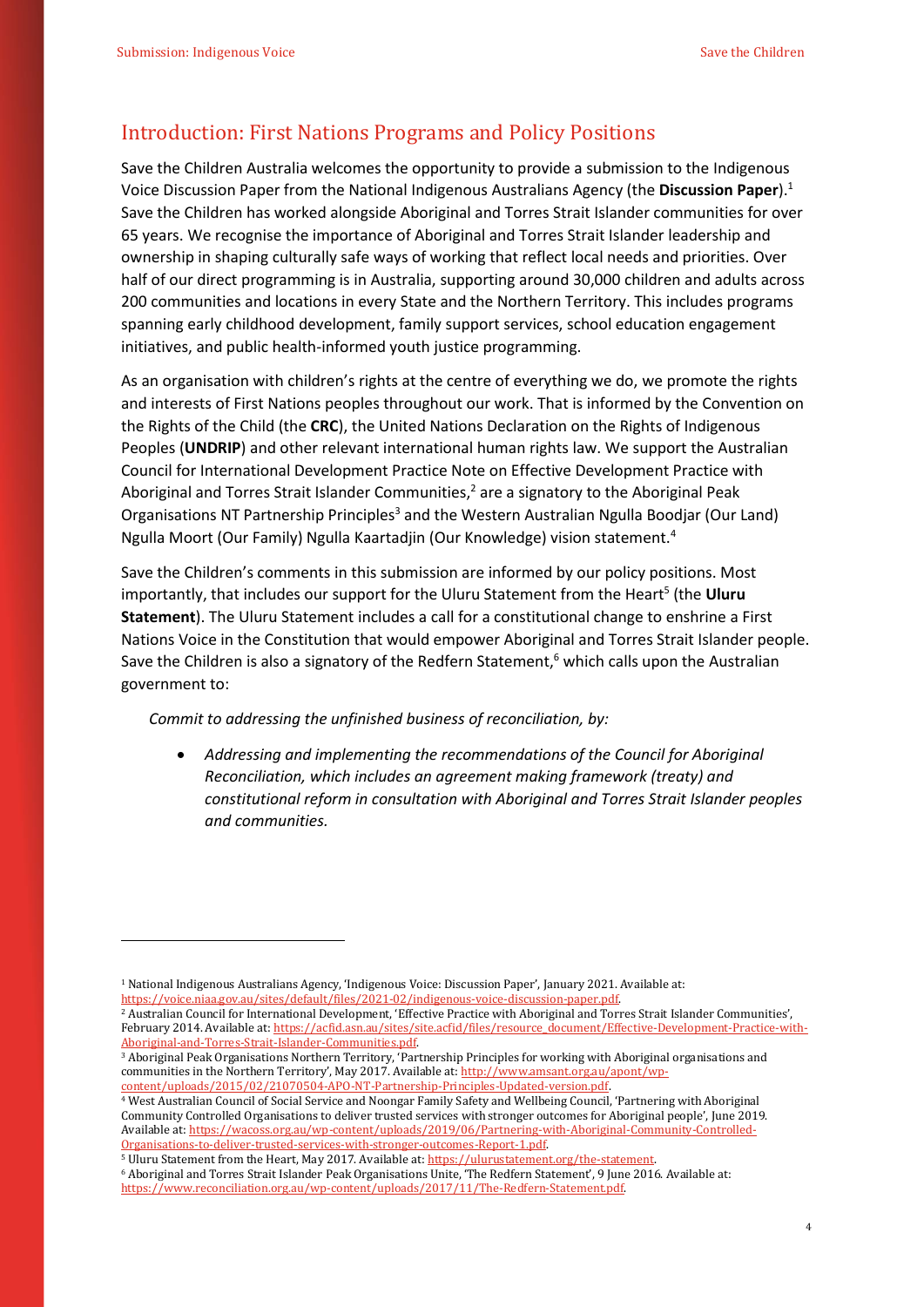## Introduction: First Nations Programs and Policy Positions

Save the Children Australia welcomes the opportunity to provide a submission to the Indigenous Voice Discussion Paper from the National Indigenous Australians Agency (the **Discussion Paper**).[1] Save the Children has worked alongside Aboriginal and Torres Strait Islander communities for over 65 years. We recognise the importance of Aboriginal and Torres Strait Islander leadership and ownership in shaping culturally safe ways of working that reflect local needs and priorities. Over half of our direct programming is in Australia, supporting around 30,000 children and adults across 200 communities and locations in every State and the Northern Territory. This includes programs spanning early childhood development, family support services, school education engagement initiatives, and public health-informed youth justice programming.

As an organisation with children's rights at the centre of everything we do, we promote the rights and interests of First Nations peoples throughout our work. That is informed by the Convention on the Rights of the Child (the **CRC**), the United Nations Declaration on the Rights of Indigenous Peoples (**UNDRIP**) and other relevant international human rights law. We support the Australian Council for International Development Practice Note on Effective Development Practice with Aboriginal and Torres Strait Islander Communities,[2] are a signatory to the Aboriginal Peak Organisations NT Partnership Principles[3] and the Western Australian Ngulla Boodjar (Our Land) Ngulla Moort (Our Family) Ngulla Kaartadjin (Our Knowledge) vision statement.[4]

Save the Children's comments in this submission are informed by our policy positions. Most importantly, that includes our support for the Uluru Statement from the Heart[5] (the **Uluru Statement**). The Uluru Statement includes a call for a constitutional change to enshrine a First Nations Voice in the Constitution that would empower Aboriginal and Torres Strait Islander people. Save the Children is also a signatory of the Redfern Statement,[6] which calls upon the Australian government to:

*Commit to addressing the unfinished business of reconciliation, by:*

- *Addressing and implementing the recommendations of the Council for Aboriginal Reconciliation, which includes an agreement making framework (treaty) and constitutional reform in consultation with Aboriginal and Torres Strait Islander peoples and communities.*

---

[1] National Indigenous Australians Agency, 'Indigenous Voice: Discussion Paper', January 2021. Available at: https://voice.niaa.gov.au/sites/default/files/2021-02/indigenous-voice-discussion-paper.pdf.

[2] Australian Council for International Development, 'Effective Practice with Aboriginal and Torres Strait Islander Communities', February 2014. Available at: https://acfid.asn.au/sites/site.acfid/files/resource_document/Effective-Development-Practice-with-Aboriginal-and-Torres-Strait-Islander-Communities.pdf.

[3] Aboriginal Peak Organisations Northern Territory, 'Partnership Principles for working with Aboriginal organisations and communities in the Northern Territory', May 2017. Available at: http://www.amsant.org.au/apont/wp-content/uploads/2015/02/21070504-APO-NT-Partnership-Principles-Updated-version.pdf.

[4] West Australian Council of Social Service and Noongar Family Safety and Wellbeing Council, 'Partnering with Aboriginal Community Controlled Organisations to deliver trusted services with stronger outcomes for Aboriginal people', June 2019. Available at: https://wacoss.org.au/wp-content/uploads/2019/06/Partnering-with-Aboriginal-Community-Controlled-Organisations-to-deliver-trusted-services-with-stronger-outcomes-Report-1.pdf.

[5] Uluru Statement from the Heart, May 2017. Available at: https://ulurustatement.org/the-statement.

[6] Aboriginal and Torres Strait Islander Peak Organisations Unite, 'The Redfern Statement', 9 June 2016. Available at: https://www.reconciliation.org.au/wp-content/uploads/2017/11/The-Redfern-Statement.pdf.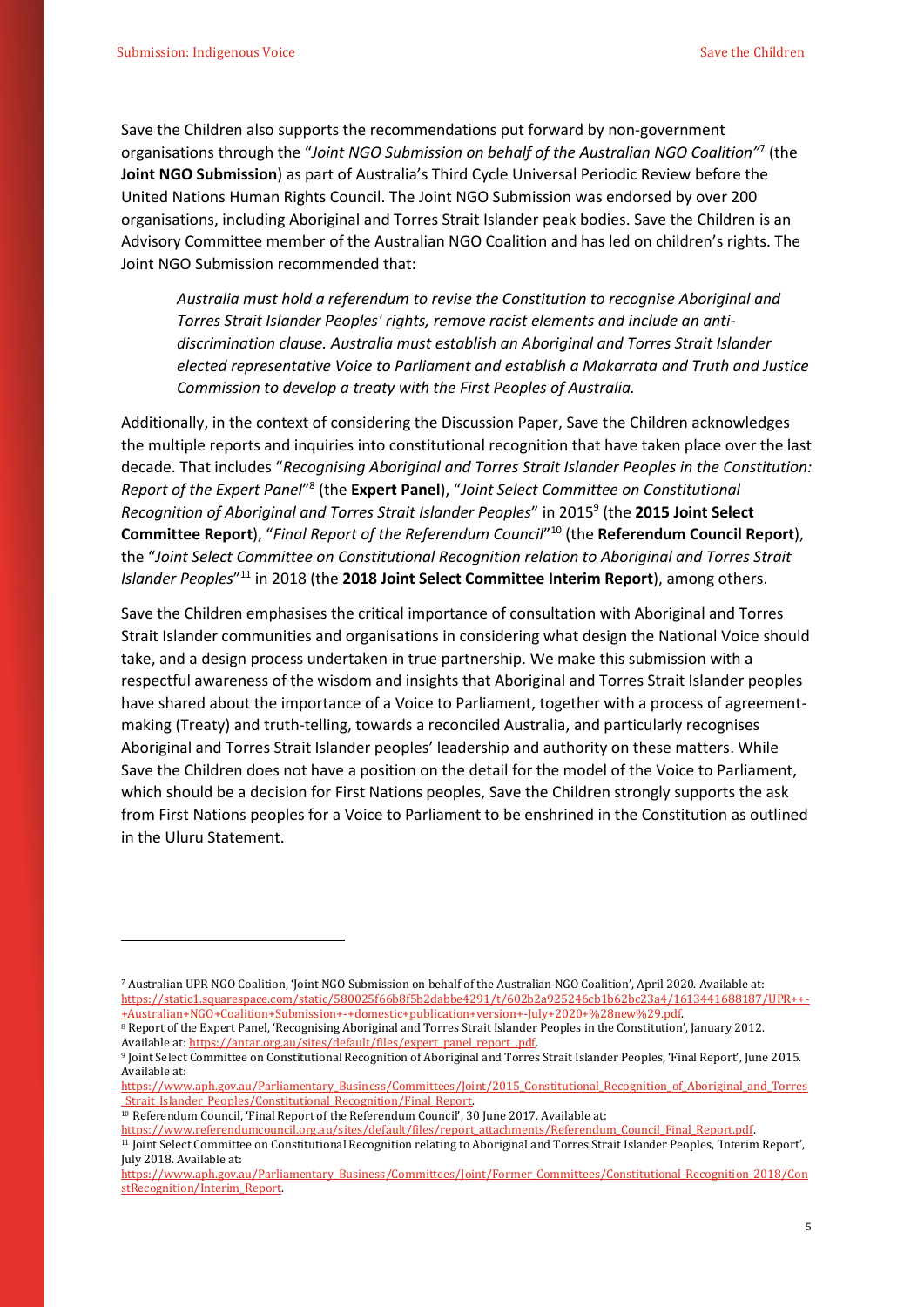Save the Children also supports the recommendations put forward by non-government organisations through the "*Joint NGO Submission on behalf of the Australian NGO Coalition*"[7] (the **Joint NGO Submission**) as part of Australia's Third Cycle Universal Periodic Review before the United Nations Human Rights Council. The Joint NGO Submission was endorsed by over 200 organisations, including Aboriginal and Torres Strait Islander peak bodies. Save the Children is an Advisory Committee member of the Australian NGO Coalition and has led on children's rights. The Joint NGO Submission recommended that:

> *Australia must hold a referendum to revise the Constitution to recognise Aboriginal and Torres Strait Islander Peoples' rights, remove racist elements and include an anti-discrimination clause. Australia must establish an Aboriginal and Torres Strait Islander elected representative Voice to Parliament and establish a Makarrata and Truth and Justice Commission to develop a treaty with the First Peoples of Australia.*

Additionally, in the context of considering the Discussion Paper, Save the Children acknowledges the multiple reports and inquiries into constitutional recognition that have taken place over the last decade. That includes "*Recognising Aboriginal and Torres Strait Islander Peoples in the Constitution: Report of the Expert Panel*"[8] (the **Expert Panel**), "*Joint Select Committee on Constitutional Recognition of Aboriginal and Torres Strait Islander Peoples*" in 2015[9] (the **2015 Joint Select Committee Report**), "*Final Report of the Referendum Council*"[10] (the **Referendum Council Report**), the "*Joint Select Committee on Constitutional Recognition relation to Aboriginal and Torres Strait Islander Peoples*"[11] in 2018 (the **2018 Joint Select Committee Interim Report**), among others.

Save the Children emphasises the critical importance of consultation with Aboriginal and Torres Strait Islander communities and organisations in considering what design the National Voice should take, and a design process undertaken in true partnership. We make this submission with a respectful awareness of the wisdom and insights that Aboriginal and Torres Strait Islander peoples have shared about the importance of a Voice to Parliament, together with a process of agreement-making (Treaty) and truth-telling, towards a reconciled Australia, and particularly recognises Aboriginal and Torres Strait Islander peoples' leadership and authority on these matters. While Save the Children does not have a position on the detail for the model of the Voice to Parliament, which should be a decision for First Nations peoples, Save the Children strongly supports the ask from First Nations peoples for a Voice to Parliament to be enshrined in the Constitution as outlined in the Uluru Statement.

---

[7] Australian UPR NGO Coalition, 'Joint NGO Submission on behalf of the Australian NGO Coalition', April 2020. Available at: https://static1.squarespace.com/static/580025f66b8f5b2dabbe4291/t/602b2a925246cb1b62bc23a4/1613441688187/UPR++-+Australian+NGO+Coalition+Submission+-+domestic+publication+version+-July+2020+%28new%29.pdf.

[8] Report of the Expert Panel, 'Recognising Aboriginal and Torres Strait Islander Peoples in the Constitution', January 2012. Available at: https://antar.org.au/sites/default/files/expert_panel_report_.pdf.

[9] Joint Select Committee on Constitutional Recognition of Aboriginal and Torres Strait Islander Peoples, 'Final Report', June 2015. Available at: https://www.aph.gov.au/Parliamentary_Business/Committees/Joint/2015_Constitutional_Recognition_of_Aboriginal_and_Torres_Strait_Islander_Peoples/Constitutional_Recognition/Final_Report.

[10] Referendum Council, 'Final Report of the Referendum Council', 30 June 2017. Available at: https://www.referendumcouncil.org.au/sites/default/files/report_attachments/Referendum_Council_Final_Report.pdf.

[11] Joint Select Committee on Constitutional Recognition relating to Aboriginal and Torres Strait Islander Peoples, 'Interim Report', July 2018. Available at: https://www.aph.gov.au/Parliamentary_Business/Committees/Joint/Former_Committees/Constitutional_Recognition_2018/ConstRecognition/Interim_Report.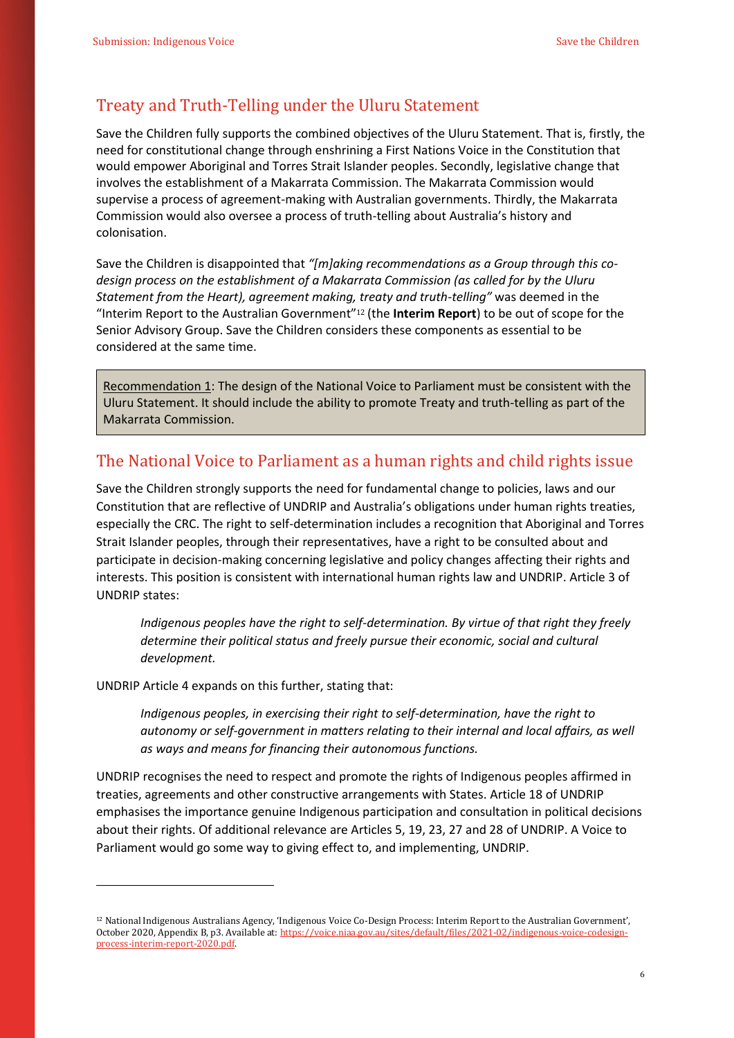## Treaty and Truth-Telling under the Uluru Statement

Save the Children fully supports the combined objectives of the Uluru Statement. That is, firstly, the need for constitutional change through enshrining a First Nations Voice in the Constitution that would empower Aboriginal and Torres Strait Islander peoples. Secondly, legislative change that involves the establishment of a Makarrata Commission. The Makarrata Commission would supervise a process of agreement-making with Australian governments. Thirdly, the Makarrata Commission would also oversee a process of truth-telling about Australia's history and colonisation.

Save the Children is disappointed that *"[m]aking recommendations as a Group through this co-design process on the establishment of a Makarrata Commission (as called for by the Uluru Statement from the Heart), agreement making, treaty and truth-telling"* was deemed in the "Interim Report to the Australian Government"[12] (the **Interim Report**) to be out of scope for the Senior Advisory Group. Save the Children considers these components as essential to be considered at the same time.

> Recommendation 1: The design of the National Voice to Parliament must be consistent with the Uluru Statement. It should include the ability to promote Treaty and truth-telling as part of the Makarrata Commission.

## The National Voice to Parliament as a human rights and child rights issue

Save the Children strongly supports the need for fundamental change to policies, laws and our Constitution that are reflective of UNDRIP and Australia's obligations under human rights treaties, especially the CRC. The right to self-determination includes a recognition that Aboriginal and Torres Strait Islander peoples, through their representatives, have a right to be consulted about and participate in decision-making concerning legislative and policy changes affecting their rights and interests. This position is consistent with international human rights law and UNDRIP. Article 3 of UNDRIP states:

> *Indigenous peoples have the right to self-determination. By virtue of that right they freely determine their political status and freely pursue their economic, social and cultural development.*

UNDRIP Article 4 expands on this further, stating that:

> *Indigenous peoples, in exercising their right to self-determination, have the right to autonomy or self-government in matters relating to their internal and local affairs, as well as ways and means for financing their autonomous functions.*

UNDRIP recognises the need to respect and promote the rights of Indigenous peoples affirmed in treaties, agreements and other constructive arrangements with States. Article 18 of UNDRIP emphasises the importance genuine Indigenous participation and consultation in political decisions about their rights. Of additional relevance are Articles 5, 19, 23, 27 and 28 of UNDRIP. A Voice to Parliament would go some way to giving effect to, and implementing, UNDRIP.

---

[12] National Indigenous Australians Agency, 'Indigenous Voice Co-Design Process: Interim Report to the Australian Government', October 2020, Appendix B, p3. Available at: https://voice.niaa.gov.au/sites/default/files/2021-02/indigenous-voice-codesign-process-interim-report-2020.pdf.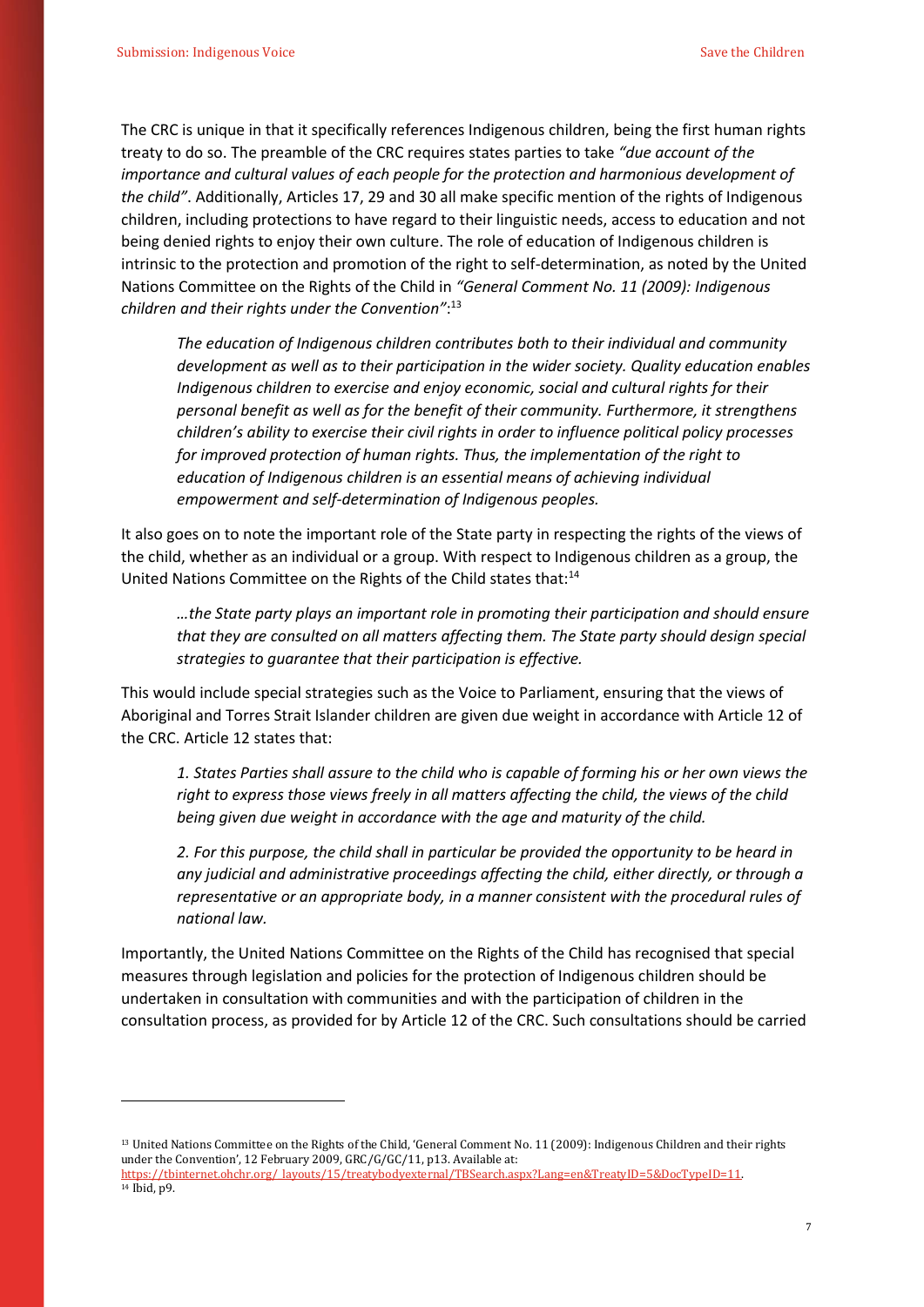The CRC is unique in that it specifically references Indigenous children, being the first human rights treaty to do so. The preamble of the CRC requires states parties to take *"due account of the importance and cultural values of each people for the protection and harmonious development of the child"*. Additionally, Articles 17, 29 and 30 all make specific mention of the rights of Indigenous children, including protections to have regard to their linguistic needs, access to education and not being denied rights to enjoy their own culture. The role of education of Indigenous children is intrinsic to the protection and promotion of the right to self-determination, as noted by the United Nations Committee on the Rights of the Child in *"General Comment No. 11 (2009): Indigenous children and their rights under the Convention"*:[13]

> *The education of Indigenous children contributes both to their individual and community development as well as to their participation in the wider society. Quality education enables Indigenous children to exercise and enjoy economic, social and cultural rights for their personal benefit as well as for the benefit of their community. Furthermore, it strengthens children's ability to exercise their civil rights in order to influence political policy processes for improved protection of human rights. Thus, the implementation of the right to education of Indigenous children is an essential means of achieving individual empowerment and self-determination of Indigenous peoples.*

It also goes on to note the important role of the State party in respecting the rights of the views of the child, whether as an individual or a group. With respect to Indigenous children as a group, the United Nations Committee on the Rights of the Child states that:[14]

> *…the State party plays an important role in promoting their participation and should ensure that they are consulted on all matters affecting them. The State party should design special strategies to guarantee that their participation is effective.*

This would include special strategies such as the Voice to Parliament, ensuring that the views of Aboriginal and Torres Strait Islander children are given due weight in accordance with Article 12 of the CRC. Article 12 states that:

> *1. States Parties shall assure to the child who is capable of forming his or her own views the right to express those views freely in all matters affecting the child, the views of the child being given due weight in accordance with the age and maturity of the child.*
>
> *2. For this purpose, the child shall in particular be provided the opportunity to be heard in any judicial and administrative proceedings affecting the child, either directly, or through a representative or an appropriate body, in a manner consistent with the procedural rules of national law.*

Importantly, the United Nations Committee on the Rights of the Child has recognised that special measures through legislation and policies for the protection of Indigenous children should be undertaken in consultation with communities and with the participation of children in the consultation process, as provided for by Article 12 of the CRC. Such consultations should be carried

---

[13] United Nations Committee on the Rights of the Child, 'General Comment No. 11 (2009): Indigenous Children and their rights under the Convention', 12 February 2009, GRC/G/GC/11, p13. Available at: https://tbinternet.ohchr.org/_layouts/15/treatybodyexternal/TBSearch.aspx?Lang=en&TreatyID=5&DocTypeID=11.

[14] Ibid, p9.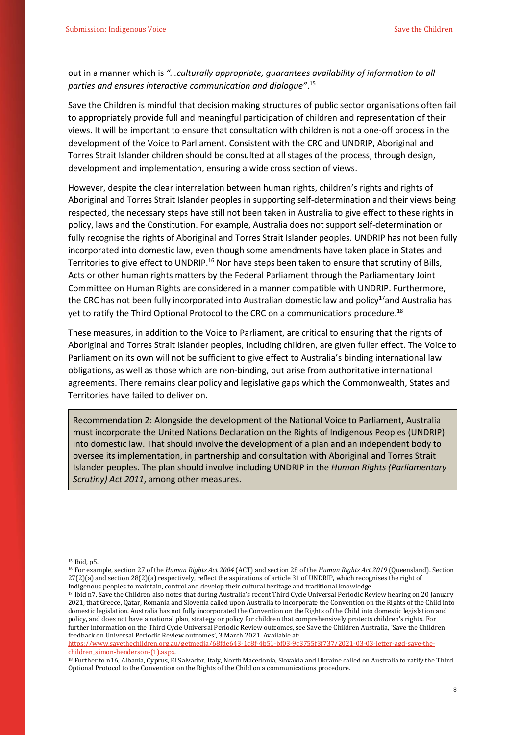out in a manner which is *"…culturally appropriate, guarantees availability of information to all parties and ensures interactive communication and dialogue"*.[15]

Save the Children is mindful that decision making structures of public sector organisations often fail to appropriately provide full and meaningful participation of children and representation of their views. It will be important to ensure that consultation with children is not a one-off process in the development of the Voice to Parliament. Consistent with the CRC and UNDRIP, Aboriginal and Torres Strait Islander children should be consulted at all stages of the process, through design, development and implementation, ensuring a wide cross section of views.

However, despite the clear interrelation between human rights, children's rights and rights of Aboriginal and Torres Strait Islander peoples in supporting self-determination and their views being respected, the necessary steps have still not been taken in Australia to give effect to these rights in policy, laws and the Constitution. For example, Australia does not support self-determination or fully recognise the rights of Aboriginal and Torres Strait Islander peoples. UNDRIP has not been fully incorporated into domestic law, even though some amendments have taken place in States and Territories to give effect to UNDRIP.[16] Nor have steps been taken to ensure that scrutiny of Bills, Acts or other human rights matters by the Federal Parliament through the Parliamentary Joint Committee on Human Rights are considered in a manner compatible with UNDRIP. Furthermore, the CRC has not been fully incorporated into Australian domestic law and policy[17] and Australia has yet to ratify the Third Optional Protocol to the CRC on a communications procedure.[18]

These measures, in addition to the Voice to Parliament, are critical to ensuring that the rights of Aboriginal and Torres Strait Islander peoples, including children, are given fuller effect. The Voice to Parliament on its own will not be sufficient to give effect to Australia's binding international law obligations, as well as those which are non-binding, but arise from authoritative international agreements. There remains clear policy and legislative gaps which the Commonwealth, States and Territories have failed to deliver on.

> Recommendation 2: Alongside the development of the National Voice to Parliament, Australia must incorporate the United Nations Declaration on the Rights of Indigenous Peoples (UNDRIP) into domestic law. That should involve the development of a plan and an independent body to oversee its implementation, in partnership and consultation with Aboriginal and Torres Strait Islander peoples. The plan should involve including UNDRIP in the *Human Rights (Parliamentary Scrutiny) Act 2011*, among other measures.

---

[15] Ibid, p5.

[16] For example, section 27 of the *Human Rights Act 2004* (ACT) and section 28 of the *Human Rights Act 2019* (Queensland). Section 27(2)(a) and section 28(2)(a) respectively, reflect the aspirations of article 31 of UNDRIP, which recognises the right of Indigenous peoples to maintain, control and develop their cultural heritage and traditional knowledge.

[17] Ibid n7. Save the Children also notes that during Australia's recent Third Cycle Universal Periodic Review hearing on 20 January 2021, that Greece, Qatar, Romania and Slovenia called upon Australia to incorporate the Convention on the Rights of the Child into domestic legislation. Australia has not fully incorporated the Convention on the Rights of the Child into domestic legislation and policy, and does not have a national plan, strategy or policy for children that comprehensively protects children's rights. For further information on the Third Cycle Universal Periodic Review outcomes, see Save the Children Australia, 'Save the Children feedback on Universal Periodic Review outcomes', 3 March 2021. Available at: https://www.savethechildren.org.au/getmedia/68fde643-1c8f-4b51-bf03-9c3755f3f737/2021-03-03-letter-agd-save-the-children_simon-henderson-(1).aspx.

[18] Further to n16, Albania, Cyprus, El Salvador, Italy, North Macedonia, Slovakia and Ukraine called on Australia to ratify the Third Optional Protocol to the Convention on the Rights of the Child on a communications procedure.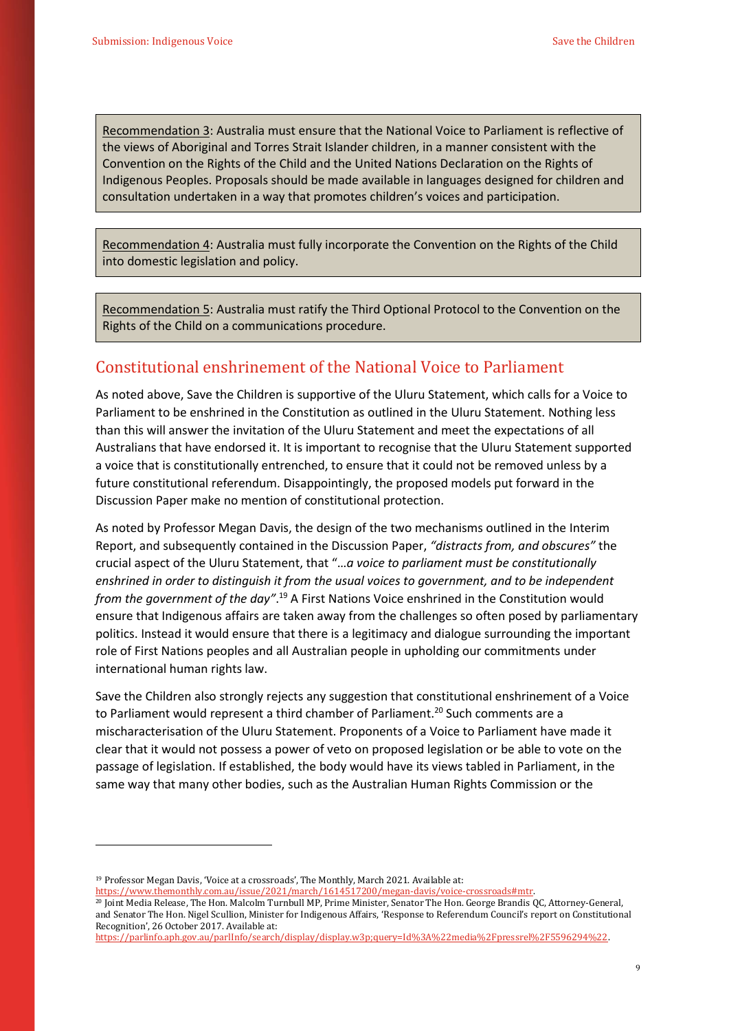> Recommendation 3: Australia must ensure that the National Voice to Parliament is reflective of the views of Aboriginal and Torres Strait Islander children, in a manner consistent with the Convention on the Rights of the Child and the United Nations Declaration on the Rights of Indigenous Peoples. Proposals should be made available in languages designed for children and consultation undertaken in a way that promotes children's voices and participation.

> Recommendation 4: Australia must fully incorporate the Convention on the Rights of the Child into domestic legislation and policy.

> Recommendation 5: Australia must ratify the Third Optional Protocol to the Convention on the Rights of the Child on a communications procedure.

## Constitutional enshrinement of the National Voice to Parliament

As noted above, Save the Children is supportive of the Uluru Statement, which calls for a Voice to Parliament to be enshrined in the Constitution as outlined in the Uluru Statement. Nothing less than this will answer the invitation of the Uluru Statement and meet the expectations of all Australians that have endorsed it. It is important to recognise that the Uluru Statement supported a voice that is constitutionally entrenched, to ensure that it could not be removed unless by a future constitutional referendum. Disappointingly, the proposed models put forward in the Discussion Paper make no mention of constitutional protection.

As noted by Professor Megan Davis, the design of the two mechanisms outlined in the Interim Report, and subsequently contained in the Discussion Paper, *"distracts from, and obscures"* the crucial aspect of the Uluru Statement, that "*…a voice to parliament must be constitutionally enshrined in order to distinguish it from the usual voices to government, and to be independent from the government of the day"*.[19] A First Nations Voice enshrined in the Constitution would ensure that Indigenous affairs are taken away from the challenges so often posed by parliamentary politics. Instead it would ensure that there is a legitimacy and dialogue surrounding the important role of First Nations peoples and all Australian people in upholding our commitments under international human rights law.

Save the Children also strongly rejects any suggestion that constitutional enshrinement of a Voice to Parliament would represent a third chamber of Parliament.[20] Such comments are a mischaracterisation of the Uluru Statement. Proponents of a Voice to Parliament have made it clear that it would not possess a power of veto on proposed legislation or be able to vote on the passage of legislation. If established, the body would have its views tabled in Parliament, in the same way that many other bodies, such as the Australian Human Rights Commission or the

---

[19] Professor Megan Davis, 'Voice at a crossroads', The Monthly, March 2021. Available at: https://www.themonthly.com.au/issue/2021/march/1614517200/megan-davis/voice-crossroads#mtr.

[20] Joint Media Release, The Hon. Malcolm Turnbull MP, Prime Minister, Senator The Hon. George Brandis QC, Attorney-General, and Senator The Hon. Nigel Scullion, Minister for Indigenous Affairs, 'Response to Referendum Council's report on Constitutional Recognition', 26 October 2017. Available at: https://parlinfo.aph.gov.au/parlInfo/search/display/display.w3p;query=Id%3A%22media%2Fpressrel%2F5596294%22.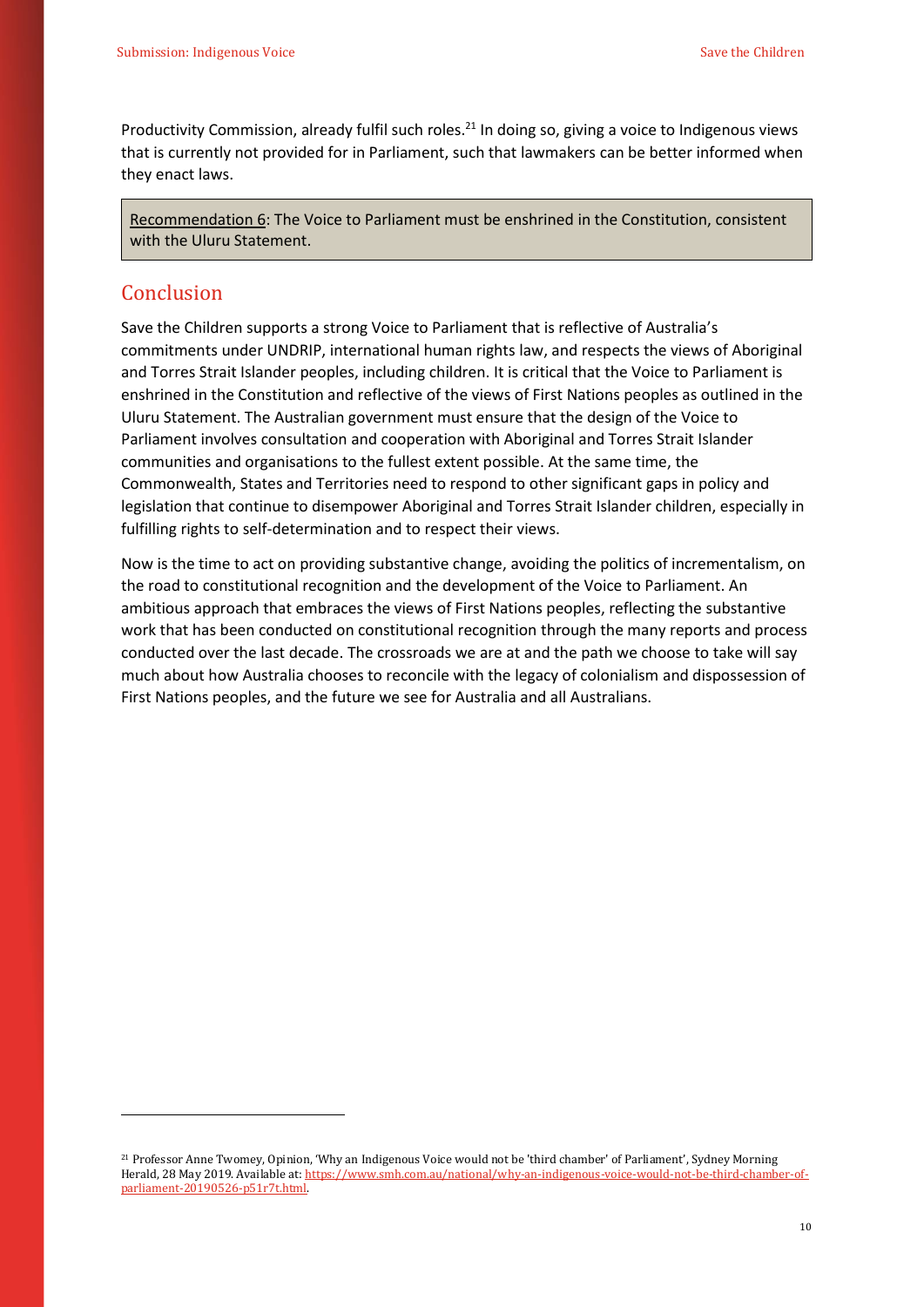Productivity Commission, already fulfil such roles.[21] In doing so, giving a voice to Indigenous views that is currently not provided for in Parliament, such that lawmakers can be better informed when they enact laws.

> Recommendation 6: The Voice to Parliament must be enshrined in the Constitution, consistent with the Uluru Statement.

## Conclusion

Save the Children supports a strong Voice to Parliament that is reflective of Australia's commitments under UNDRIP, international human rights law, and respects the views of Aboriginal and Torres Strait Islander peoples, including children. It is critical that the Voice to Parliament is enshrined in the Constitution and reflective of the views of First Nations peoples as outlined in the Uluru Statement. The Australian government must ensure that the design of the Voice to Parliament involves consultation and cooperation with Aboriginal and Torres Strait Islander communities and organisations to the fullest extent possible. At the same time, the Commonwealth, States and Territories need to respond to other significant gaps in policy and legislation that continue to disempower Aboriginal and Torres Strait Islander children, especially in fulfilling rights to self-determination and to respect their views.

Now is the time to act on providing substantive change, avoiding the politics of incrementalism, on the road to constitutional recognition and the development of the Voice to Parliament. An ambitious approach that embraces the views of First Nations peoples, reflecting the substantive work that has been conducted on constitutional recognition through the many reports and process conducted over the last decade. The crossroads we are at and the path we choose to take will say much about how Australia chooses to reconcile with the legacy of colonialism and dispossession of First Nations peoples, and the future we see for Australia and all Australians.

---

[21] Professor Anne Twomey, Opinion, 'Why an Indigenous Voice would not be 'third chamber' of Parliament', Sydney Morning Herald, 28 May 2019. Available at: https://www.smh.com.au/national/why-an-indigenous-voice-would-not-be-third-chamber-of-parliament-20190526-p51r7t.html.